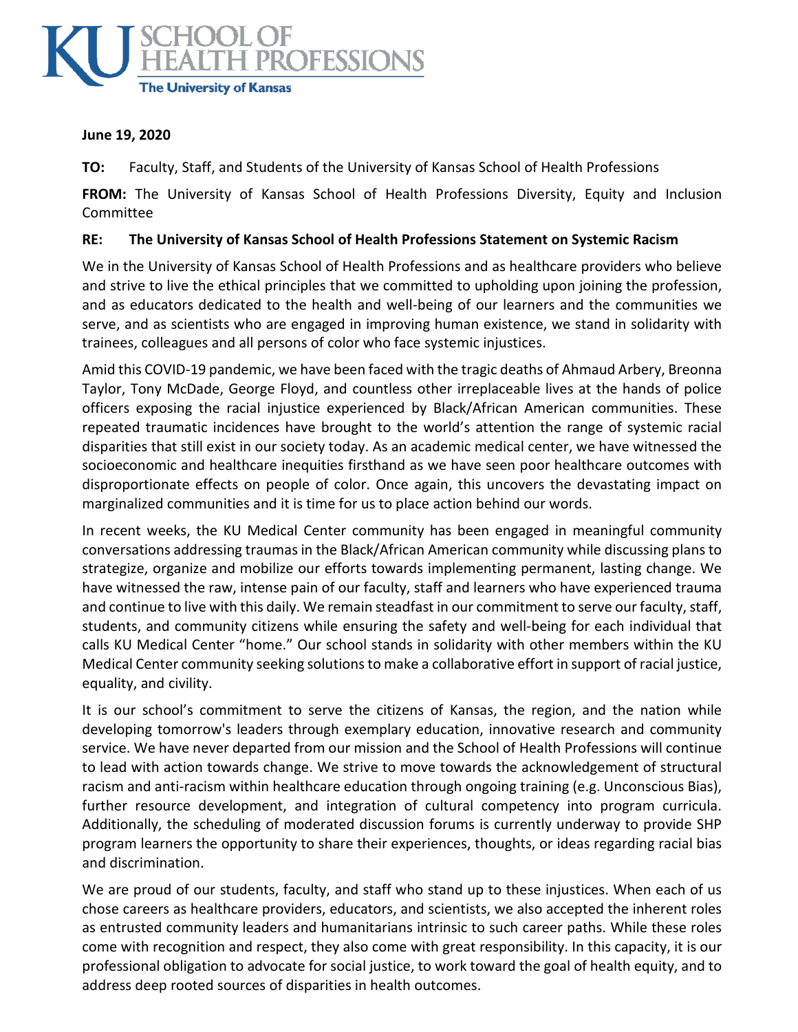**KU SCHOOL OF HEALTH PROFESSIONS**
**The University of Kansas**

**June 19, 2020**

**TO:** Faculty, Staff, and Students of the University of Kansas School of Health Professions

**FROM:** The University of Kansas School of Health Professions Diversity, Equity and Inclusion Committee

**RE: The University of Kansas School of Health Professions Statement on Systemic Racism**

We in the University of Kansas School of Health Professions and as healthcare providers who believe and strive to live the ethical principles that we committed to upholding upon joining the profession, and as educators dedicated to the health and well-being of our learners and the communities we serve, and as scientists who are engaged in improving human existence, we stand in solidarity with trainees, colleagues and all persons of color who face systemic injustices.

Amid this COVID-19 pandemic, we have been faced with the tragic deaths of Ahmaud Arbery, Breonna Taylor, Tony McDade, George Floyd, and countless other irreplaceable lives at the hands of police officers exposing the racial injustice experienced by Black/African American communities. These repeated traumatic incidences have brought to the world's attention the range of systemic racial disparities that still exist in our society today. As an academic medical center, we have witnessed the socioeconomic and healthcare inequities firsthand as we have seen poor healthcare outcomes with disproportionate effects on people of color. Once again, this uncovers the devastating impact on marginalized communities and it is time for us to place action behind our words.

In recent weeks, the KU Medical Center community has been engaged in meaningful community conversations addressing traumas in the Black/African American community while discussing plans to strategize, organize and mobilize our efforts towards implementing permanent, lasting change. We have witnessed the raw, intense pain of our faculty, staff and learners who have experienced trauma and continue to live with this daily. We remain steadfast in our commitment to serve our faculty, staff, students, and community citizens while ensuring the safety and well-being for each individual that calls KU Medical Center "home." Our school stands in solidarity with other members within the KU Medical Center community seeking solutions to make a collaborative effort in support of racial justice, equality, and civility.

It is our school's commitment to serve the citizens of Kansas, the region, and the nation while developing tomorrow's leaders through exemplary education, innovative research and community service. We have never departed from our mission and the School of Health Professions will continue to lead with action towards change. We strive to move towards the acknowledgement of structural racism and anti-racism within healthcare education through ongoing training (e.g. Unconscious Bias), further resource development, and integration of cultural competency into program curricula. Additionally, the scheduling of moderated discussion forums is currently underway to provide SHP program learners the opportunity to share their experiences, thoughts, or ideas regarding racial bias and discrimination.

We are proud of our students, faculty, and staff who stand up to these injustices. When each of us chose careers as healthcare providers, educators, and scientists, we also accepted the inherent roles as entrusted community leaders and humanitarians intrinsic to such career paths. While these roles come with recognition and respect, they also come with great responsibility. In this capacity, it is our professional obligation to advocate for social justice, to work toward the goal of health equity, and to address deep rooted sources of disparities in health outcomes.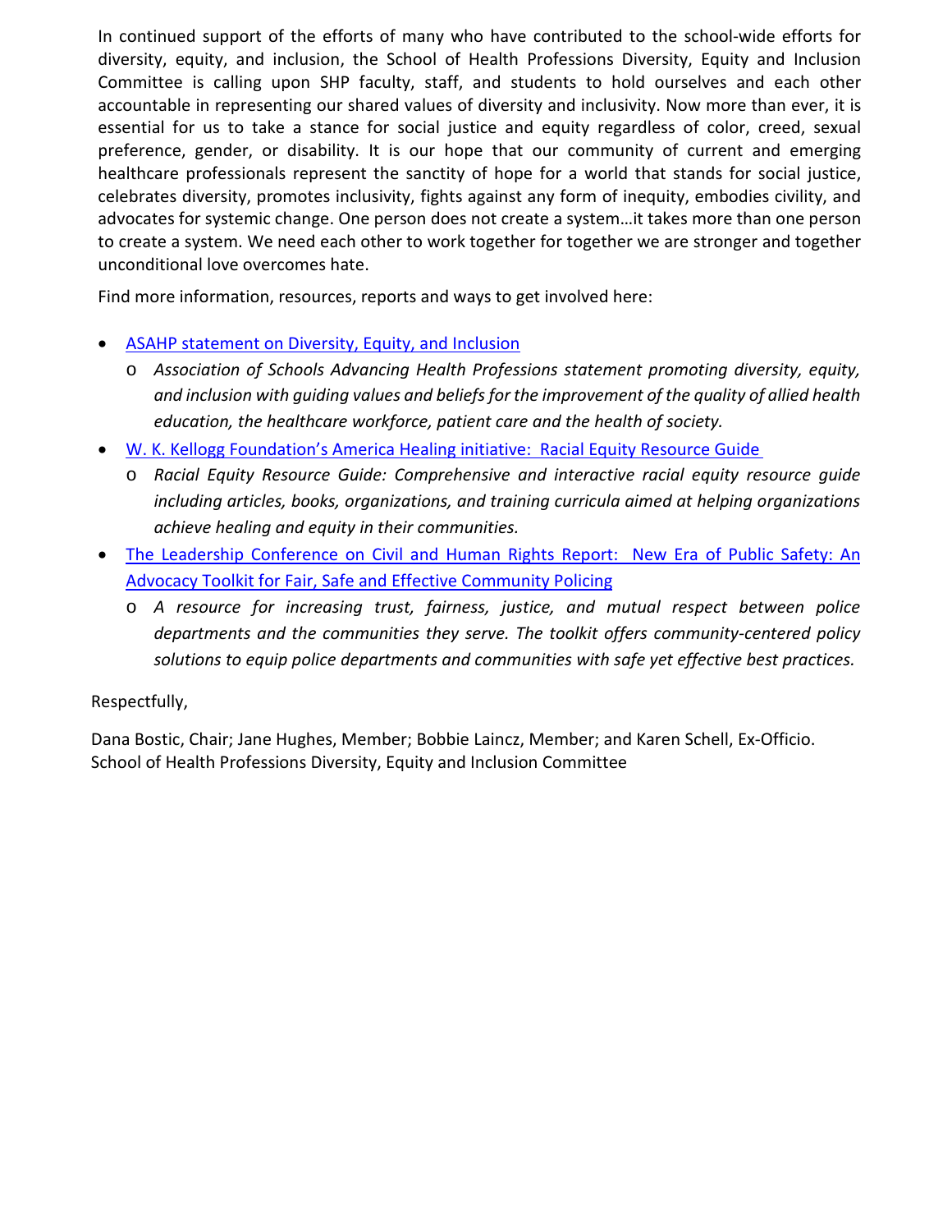In continued support of the efforts of many who have contributed to the school-wide efforts for diversity, equity, and inclusion, the School of Health Professions Diversity, Equity and Inclusion Committee is calling upon SHP faculty, staff, and students to hold ourselves and each other accountable in representing our shared values of diversity and inclusivity. Now more than ever, it is essential for us to take a stance for social justice and equity regardless of color, creed, sexual preference, gender, or disability. It is our hope that our community of current and emerging healthcare professionals represent the sanctity of hope for a world that stands for social justice, celebrates diversity, promotes inclusivity, fights against any form of inequity, embodies civility, and advocates for systemic change. One person does not create a system…it takes more than one person to create a system. We need each other to work together for together we are stronger and together unconditional love overcomes hate.

Find more information, resources, reports and ways to get involved here:

- ASAHP statement on Diversity, Equity, and Inclusion
  - *Association of Schools Advancing Health Professions statement promoting diversity, equity, and inclusion with guiding values and beliefs for the improvement of the quality of allied health education, the healthcare workforce, patient care and the health of society.*
- W. K. Kellogg Foundation's America Healing initiative: Racial Equity Resource Guide
  - *Racial Equity Resource Guide: Comprehensive and interactive racial equity resource guide including articles, books, organizations, and training curricula aimed at helping organizations achieve healing and equity in their communities.*
- The Leadership Conference on Civil and Human Rights Report: New Era of Public Safety: An Advocacy Toolkit for Fair, Safe and Effective Community Policing
  - *A resource for increasing trust, fairness, justice, and mutual respect between police departments and the communities they serve. The toolkit offers community-centered policy solutions to equip police departments and communities with safe yet effective best practices.*

Respectfully,

Dana Bostic, Chair; Jane Hughes, Member; Bobbie Laincz, Member; and Karen Schell, Ex-Officio.
School of Health Professions Diversity, Equity and Inclusion Committee